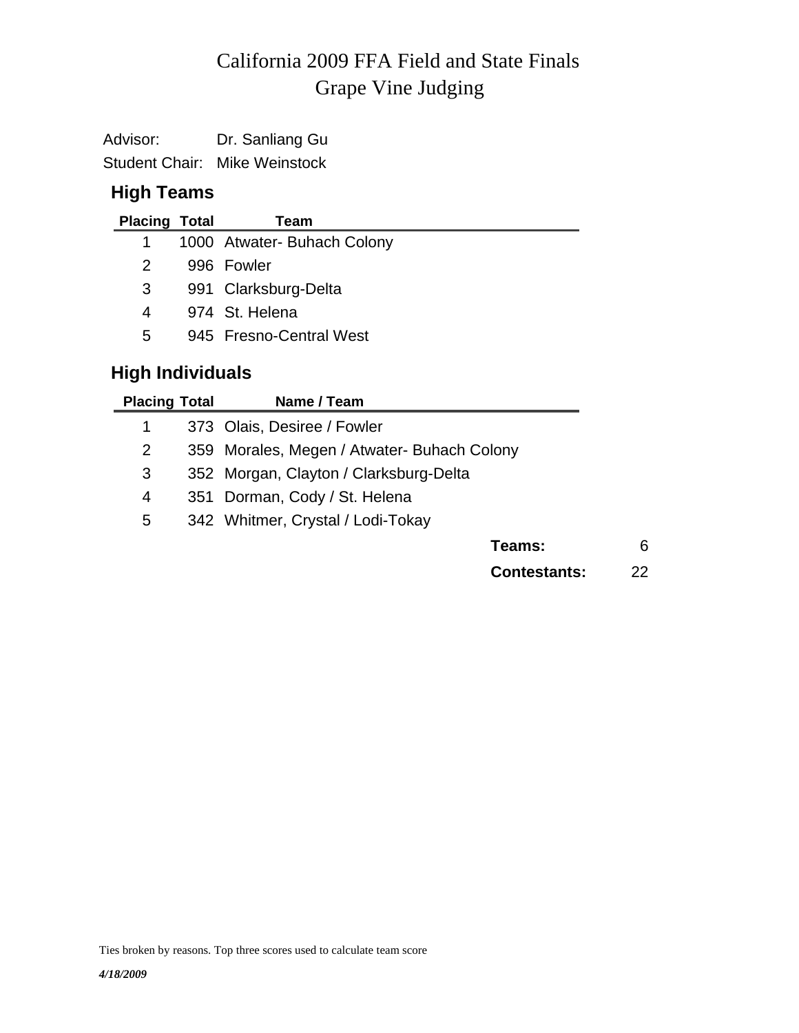# California 2009 FFA Field and State Finals
# Grape Vine Judging

Advisor: Dr. Sanliang Gu

Student Chair: Mike Weinstock

## High Teams

| Placing | Total | Team |
|---|---|---|
| 1 | 1000 | Atwater- Buhach Colony |
| 2 | 996 | Fowler |
| 3 | 991 | Clarksburg-Delta |
| 4 | 974 | St. Helena |
| 5 | 945 | Fresno-Central West |

## High Individuals

| Placing | Total | Name / Team |
|---|---|---|
| 1 | 373 | Olais, Desiree / Fowler |
| 2 | 359 | Morales, Megen / Atwater- Buhach Colony |
| 3 | 352 | Morgan, Clayton / Clarksburg-Delta |
| 4 | 351 | Dorman, Cody / St. Helena |
| 5 | 342 | Whitmer, Crystal / Lodi-Tokay |

**Teams:** 6

**Contestants:** 22

Ties broken by reasons. Top three scores used to calculate team score

***4/18/2009***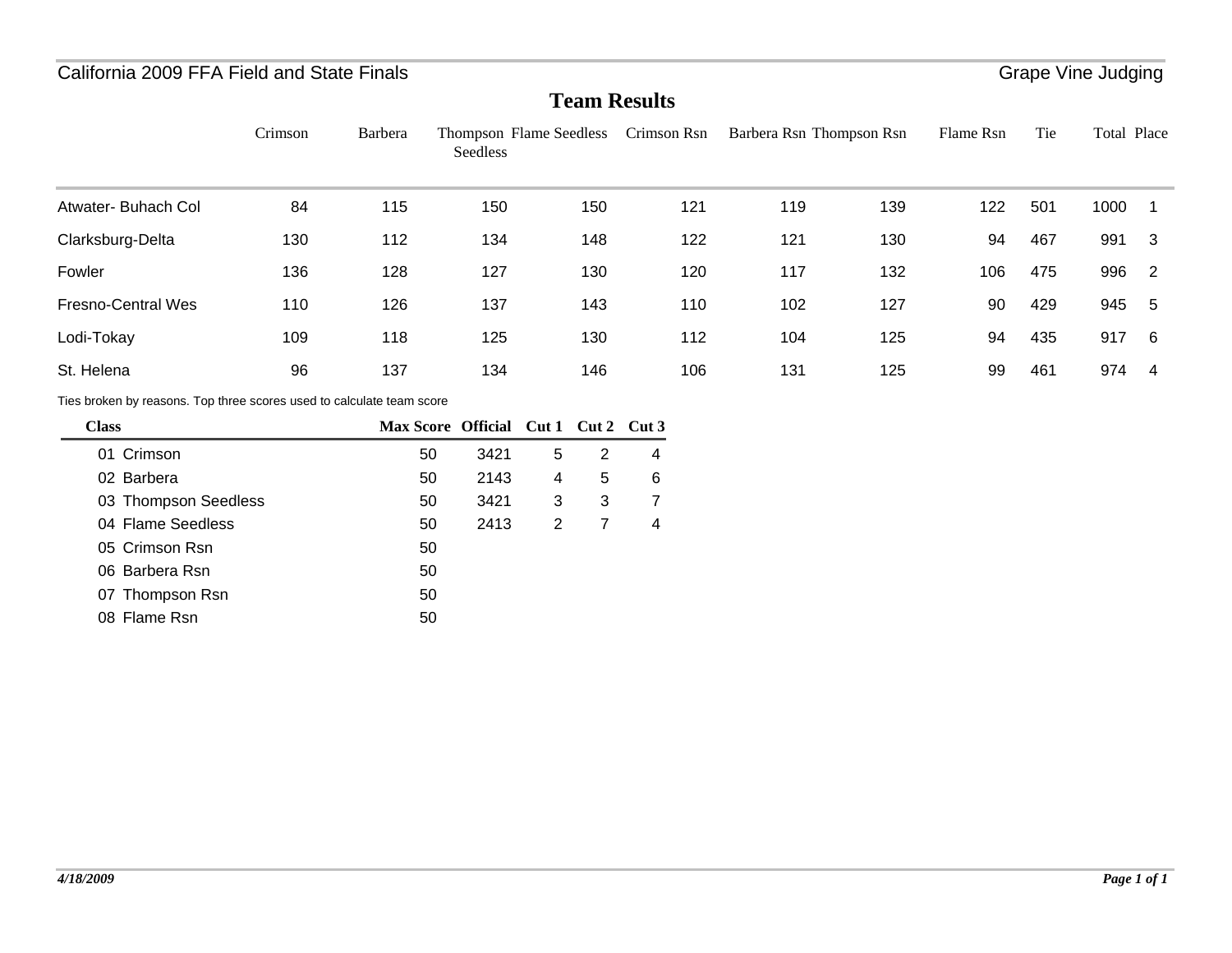California 2009 FFA Field and State Finals

Grape Vine Judging

# Team Results

| | Crimson | Barbera | Thompson Seedless | Flame Seedless | Crimson Rsn | Barbera Rsn | Thompson Rsn | Flame Rsn | Tie | Total | Place |
|---|---|---|---|---|---|---|---|---|---|---|---|
| Atwater- Buhach Col | 84 | 115 | 150 | 150 | 121 | 119 | 139 | 122 | 501 | 1000 | 1 |
| Clarksburg-Delta | 130 | 112 | 134 | 148 | 122 | 121 | 130 | 94 | 467 | 991 | 3 |
| Fowler | 136 | 128 | 127 | 130 | 120 | 117 | 132 | 106 | 475 | 996 | 2 |
| Fresno-Central Wes | 110 | 126 | 137 | 143 | 110 | 102 | 127 | 90 | 429 | 945 | 5 |
| Lodi-Tokay | 109 | 118 | 125 | 130 | 112 | 104 | 125 | 94 | 435 | 917 | 6 |
| St. Helena | 96 | 137 | 134 | 146 | 106 | 131 | 125 | 99 | 461 | 974 | 4 |

Ties broken by reasons. Top three scores used to calculate team score

| Class | Max Score | Official | Cut 1 | Cut 2 | Cut 3 |
|---|---|---|---|---|---|
| 01 Crimson | 50 | 3421 | 5 | 2 | 4 |
| 02 Barbera | 50 | 2143 | 4 | 5 | 6 |
| 03 Thompson Seedless | 50 | 3421 | 3 | 3 | 7 |
| 04 Flame Seedless | 50 | 2413 | 2 | 7 | 4 |
| 05 Crimson Rsn | 50 | | | | |
| 06 Barbera Rsn | 50 | | | | |
| 07 Thompson Rsn | 50 | | | | |
| 08 Flame Rsn | 50 | | | | |

*4/18/2009*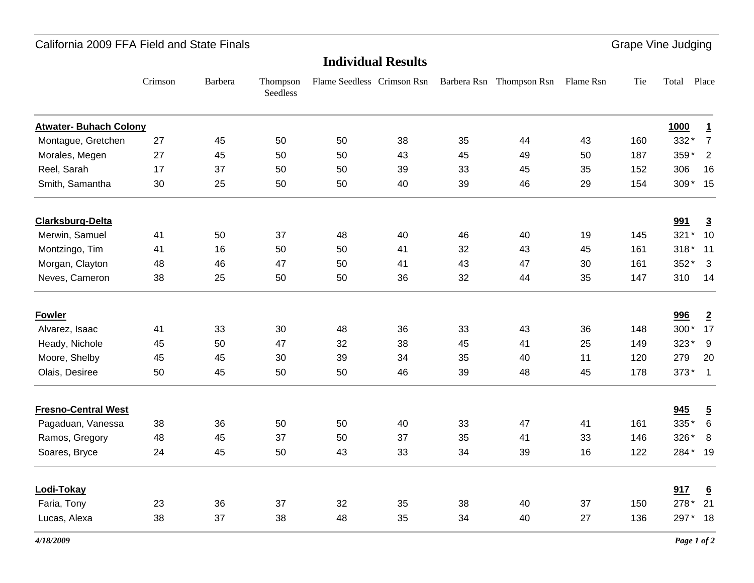California 2009 FFA Field and State Finals — Grape Vine Judging

## Individual Results

| | Crimson | Barbera | Thompson Seedless | Flame Seedless | Crimson Rsn | Barbera Rsn | Thompson Rsn | Flame Rsn | Tie | Total | Place |
|---|---|---|---|---|---|---|---|---|---|---|---|
| **Atwater- Buhach Colony** | | | | | | | | | | **1000** | **1** |
| Montague, Gretchen | 27 | 45 | 50 | 50 | 38 | 35 | 44 | 43 | 160 | 332 * | 7 |
| Morales, Megen | 27 | 45 | 50 | 50 | 43 | 45 | 49 | 50 | 187 | 359 * | 2 |
| Reel, Sarah | 17 | 37 | 50 | 50 | 39 | 33 | 45 | 35 | 152 | 306 | 16 |
| Smith, Samantha | 30 | 25 | 50 | 50 | 40 | 39 | 46 | 29 | 154 | 309 * | 15 |
| **Clarksburg-Delta** | | | | | | | | | | **991** | **3** |
| Merwin, Samuel | 41 | 50 | 37 | 48 | 40 | 46 | 40 | 19 | 145 | 321 * | 10 |
| Montzingo, Tim | 41 | 16 | 50 | 50 | 41 | 32 | 43 | 45 | 161 | 318 * | 11 |
| Morgan, Clayton | 48 | 46 | 47 | 50 | 41 | 43 | 47 | 30 | 161 | 352 * | 3 |
| Neves, Cameron | 38 | 25 | 50 | 50 | 36 | 32 | 44 | 35 | 147 | 310 | 14 |
| **Fowler** | | | | | | | | | | **996** | **2** |
| Alvarez, Isaac | 41 | 33 | 30 | 48 | 36 | 33 | 43 | 36 | 148 | 300 * | 17 |
| Heady, Nichole | 45 | 50 | 47 | 32 | 38 | 45 | 41 | 25 | 149 | 323 * | 9 |
| Moore, Shelby | 45 | 45 | 30 | 39 | 34 | 35 | 40 | 11 | 120 | 279 | 20 |
| Olais, Desiree | 50 | 45 | 50 | 50 | 46 | 39 | 48 | 45 | 178 | 373 * | 1 |
| **Fresno-Central West** | | | | | | | | | | **945** | **5** |
| Pagaduan, Vanessa | 38 | 36 | 50 | 50 | 40 | 33 | 47 | 41 | 161 | 335 * | 6 |
| Ramos, Gregory | 48 | 45 | 37 | 50 | 37 | 35 | 41 | 33 | 146 | 326 * | 8 |
| Soares, Bryce | 24 | 45 | 50 | 43 | 33 | 34 | 39 | 16 | 122 | 284 * | 19 |
| **Lodi-Tokay** | | | | | | | | | | **917** | **6** |
| Faria, Tony | 23 | 36 | 37 | 32 | 35 | 38 | 40 | 37 | 150 | 278 * | 21 |
| Lucas, Alexa | 38 | 37 | 38 | 48 | 35 | 34 | 40 | 27 | 136 | 297 * | 18 |

*4/18/2009*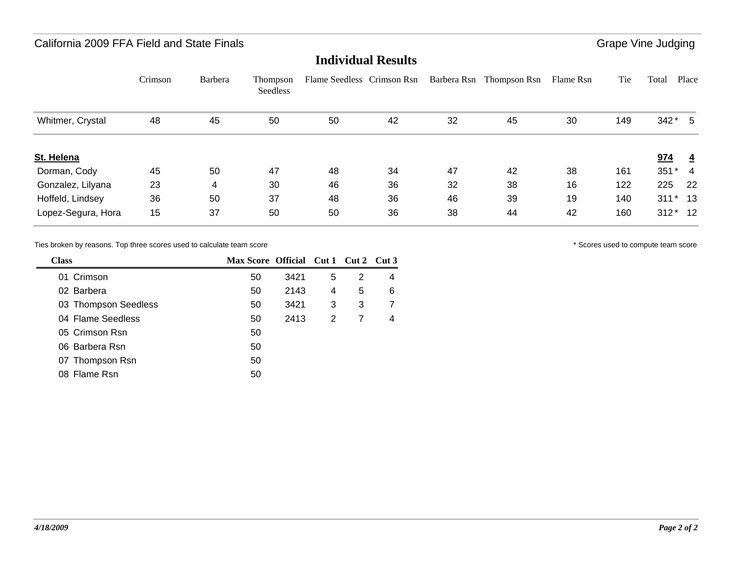## Individual Results

| | Crimson | Barbera | Thompson Seedless | Flame Seedless | Crimson Rsn | Barbera Rsn | Thompson Rsn | Flame Rsn | Tie | Total | Place |
|---|---|---|---|---|---|---|---|---|---|---|---|
| Whitmer, Crystal | 48 | 45 | 50 | 50 | 42 | 32 | 45 | 30 | 149 | 342 * | 5 |
| **St. Helena** | | | | | | | | | | **974** | **4** |
| Dorman, Cody | 45 | 50 | 47 | 48 | 34 | 47 | 42 | 38 | 161 | 351 * | 4 |
| Gonzalez, Lilyana | 23 | 4 | 30 | 46 | 36 | 32 | 38 | 16 | 122 | 225 | 22 |
| Hoffeld, Lindsey | 36 | 50 | 37 | 48 | 36 | 46 | 39 | 19 | 140 | 311 * | 13 |
| Lopez-Segura, Hora | 15 | 37 | 50 | 50 | 36 | 38 | 44 | 42 | 160 | 312 * | 12 |

Ties broken by reasons. Top three scores used to calculate team score

* Scores used to compute team score

| Class | Max Score | Official | Cut 1 | Cut 2 | Cut 3 |
|---|---|---|---|---|---|
| 01 Crimson | 50 | 3421 | 5 | 2 | 4 |
| 02 Barbera | 50 | 2143 | 4 | 5 | 6 |
| 03 Thompson Seedless | 50 | 3421 | 3 | 3 | 7 |
| 04 Flame Seedless | 50 | 2413 | 2 | 7 | 4 |
| 05 Crimson Rsn | 50 | | | | |
| 06 Barbera Rsn | 50 | | | | |
| 07 Thompson Rsn | 50 | | | | |
| 08 Flame Rsn | 50 | | | | |